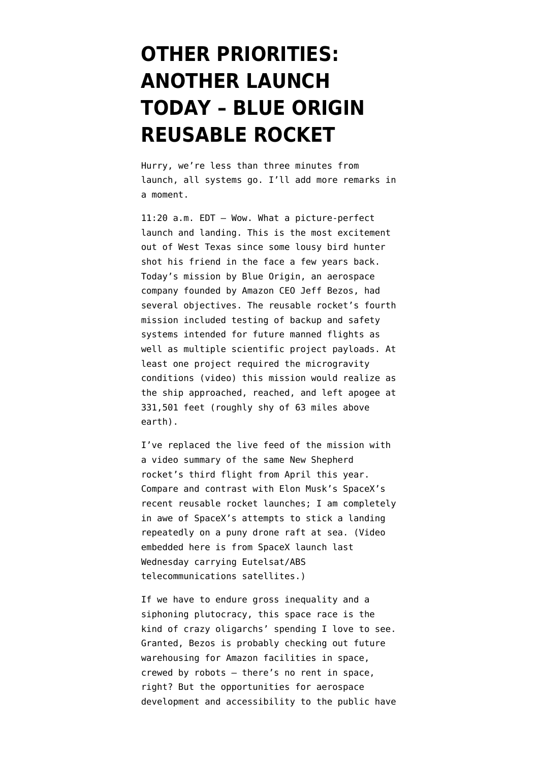# OTHER PRIORITIES: ANOTHER LAUNCH TODAY – BLUE ORIGIN REUSABLE ROCKET

Hurry, we're less than three minutes from launch, all systems go. I'll add more remarks in a moment.

11:20 a.m. EDT — Wow. What a picture-perfect launch and landing. This is the most excitement out of West Texas since some lousy bird hunter shot his friend in the face a few years back. Today's mission by Blue Origin, an aerospace company founded by Amazon CEO Jeff Bezos, had several objectives. The reusable rocket's fourth mission included testing of backup and safety systems intended for future manned flights as well as multiple scientific project payloads. At least one project required the microgravity conditions (video) this mission would realize as the ship approached, reached, and left apogee at 331,501 feet (roughly shy of 63 miles above earth).

I've replaced the live feed of the mission with a video summary of the same New Shepherd rocket's third flight from April this year. Compare and contrast with Elon Musk's SpaceX's recent reusable rocket launches; I am completely in awe of SpaceX's attempts to stick a landing repeatedly on a puny drone raft at sea. (Video embedded here is from SpaceX launch last Wednesday carrying Eutelsat/ABS telecommunications satellites.)

If we have to endure gross inequality and a siphoning plutocracy, this space race is the kind of crazy oligarchs' spending I love to see. Granted, Bezos is probably checking out future warehousing for Amazon facilities in space, crewed by robots — there's no rent in space, right? But the opportunities for aerospace development and accessibility to the public have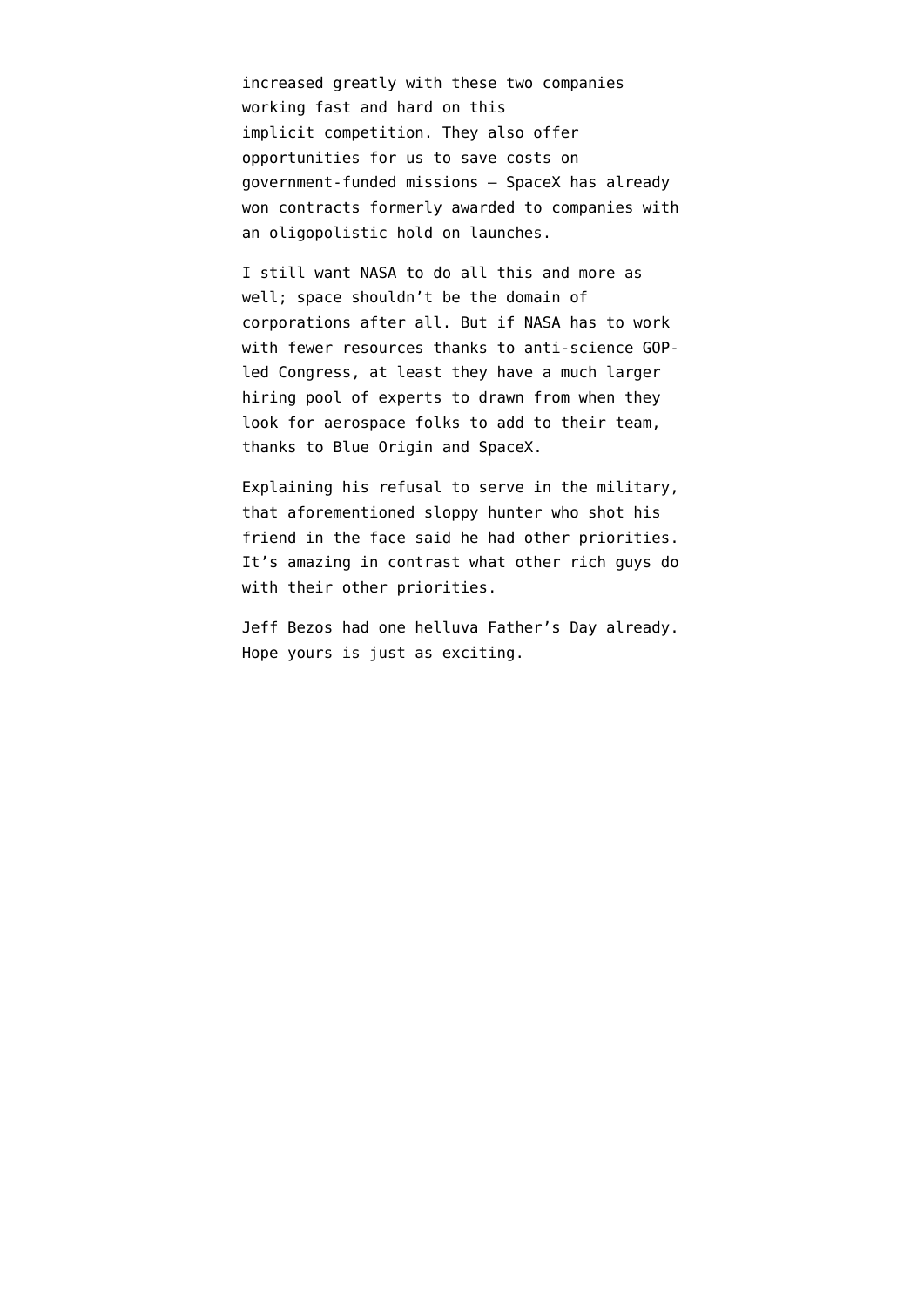increased greatly with these two companies working fast and hard on this implicit competition. They also offer opportunities for us to save costs on government-funded missions — SpaceX has already won contracts formerly awarded to companies with an oligopolistic hold on launches.

I still want NASA to do all this and more as well; space shouldn't be the domain of corporations after all. But if NASA has to work with fewer resources thanks to anti-science GOP-led Congress, at least they have a much larger hiring pool of experts to drawn from when they look for aerospace folks to add to their team, thanks to Blue Origin and SpaceX.

Explaining his refusal to serve in the military, that aforementioned sloppy hunter who shot his friend in the face said he had other priorities. It's amazing in contrast what other rich guys do with their other priorities.

Jeff Bezos had one helluva Father's Day already. Hope yours is just as exciting.